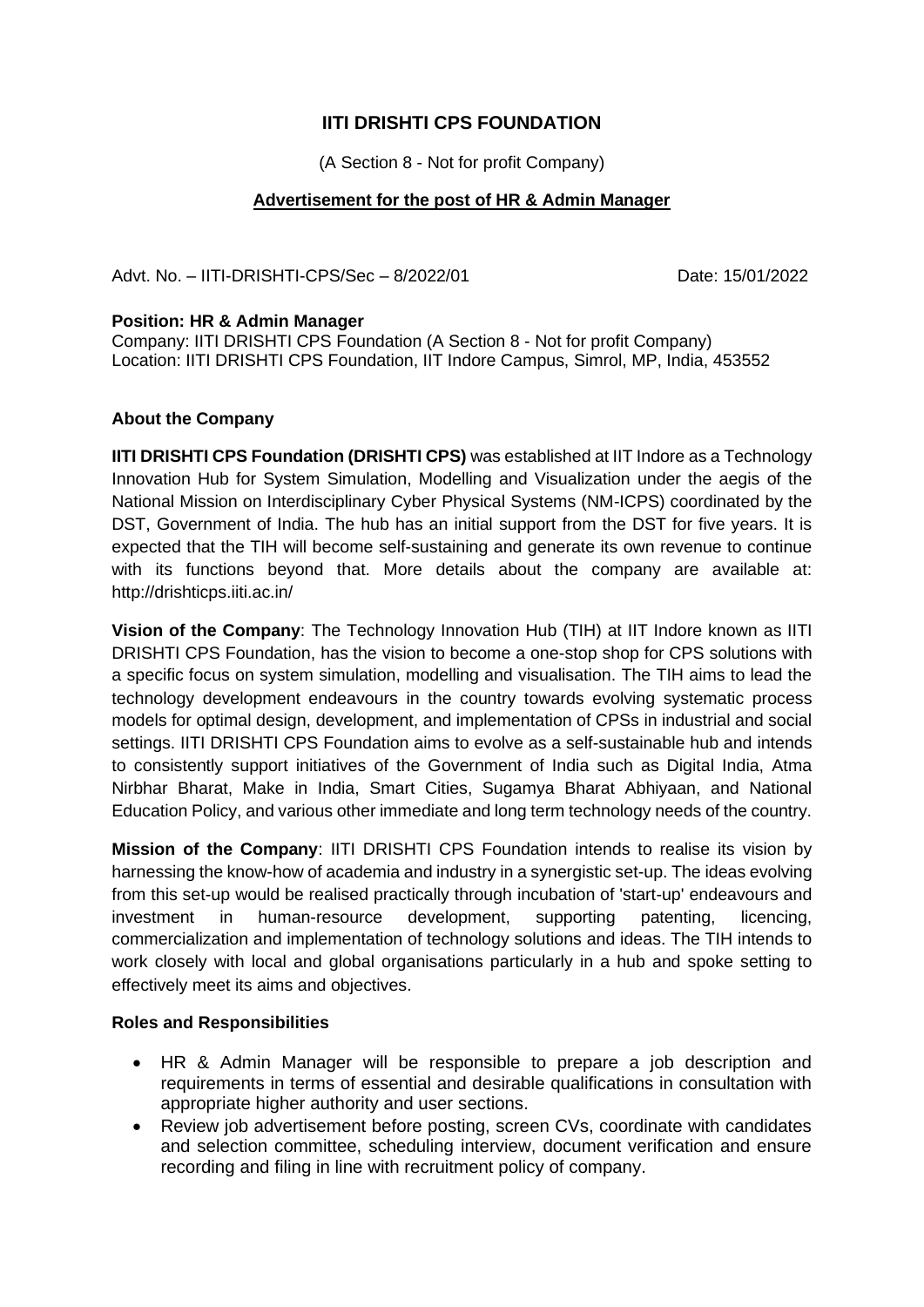# IITI DRISHTI CPS FOUNDATION

(A Section 8 - Not for profit Company)

## Advertisement for the post of HR & Admin Manager

Advt. No. – IITI-DRISHTI-CPS/Sec – 8/2022/01 Date: 15/01/2022

**Position: HR & Admin Manager**
Company: IITI DRISHTI CPS Foundation (A Section 8 - Not for profit Company)
Location: IITI DRISHTI CPS Foundation, IIT Indore Campus, Simrol, MP, India, 453552

### About the Company

**IITI DRISHTI CPS Foundation (DRISHTI CPS)** was established at IIT Indore as a Technology Innovation Hub for System Simulation, Modelling and Visualization under the aegis of the National Mission on Interdisciplinary Cyber Physical Systems (NM-ICPS) coordinated by the DST, Government of India. The hub has an initial support from the DST for five years. It is expected that the TIH will become self-sustaining and generate its own revenue to continue with its functions beyond that. More details about the company are available at: http://drishticps.iiti.ac.in/

**Vision of the Company**: The Technology Innovation Hub (TIH) at IIT Indore known as IITI DRISHTI CPS Foundation, has the vision to become a one-stop shop for CPS solutions with a specific focus on system simulation, modelling and visualisation. The TIH aims to lead the technology development endeavours in the country towards evolving systematic process models for optimal design, development, and implementation of CPSs in industrial and social settings. IITI DRISHTI CPS Foundation aims to evolve as a self-sustainable hub and intends to consistently support initiatives of the Government of India such as Digital India, Atma Nirbhar Bharat, Make in India, Smart Cities, Sugamya Bharat Abhiyaan, and National Education Policy, and various other immediate and long term technology needs of the country.

**Mission of the Company**: IITI DRISHTI CPS Foundation intends to realise its vision by harnessing the know-how of academia and industry in a synergistic set-up. The ideas evolving from this set-up would be realised practically through incubation of 'start-up' endeavours and investment in human-resource development, supporting patenting, licencing, commercialization and implementation of technology solutions and ideas. The TIH intends to work closely with local and global organisations particularly in a hub and spoke setting to effectively meet its aims and objectives.

### Roles and Responsibilities

- HR & Admin Manager will be responsible to prepare a job description and requirements in terms of essential and desirable qualifications in consultation with appropriate higher authority and user sections.
- Review job advertisement before posting, screen CVs, coordinate with candidates and selection committee, scheduling interview, document verification and ensure recording and filing in line with recruitment policy of company.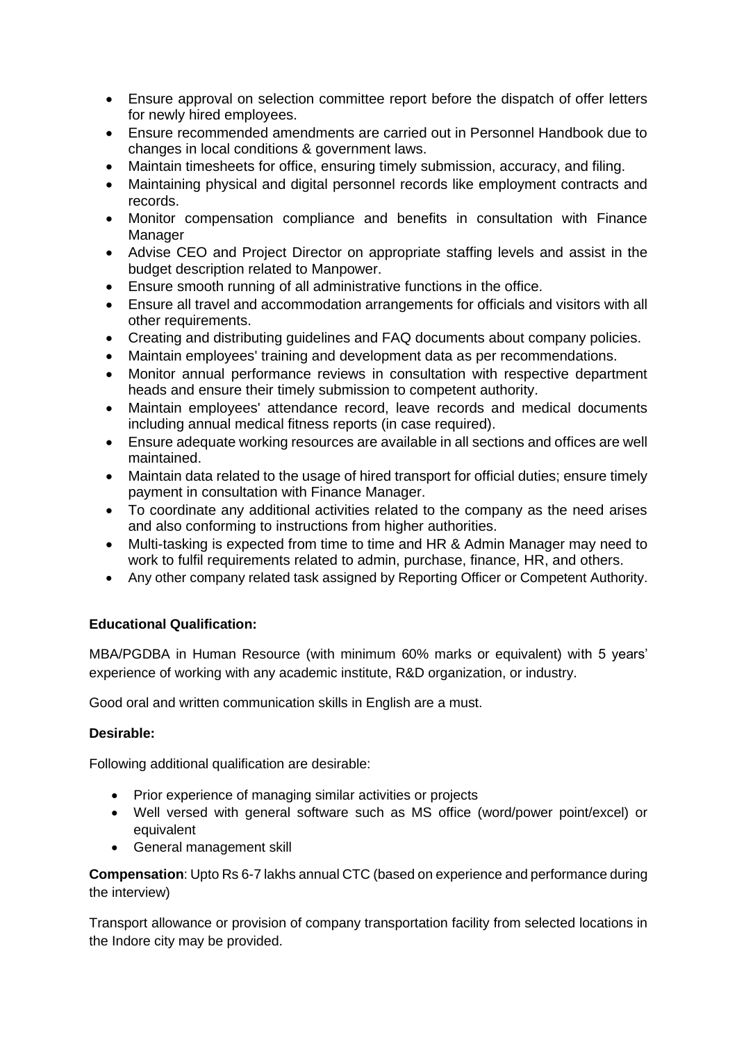- Ensure approval on selection committee report before the dispatch of offer letters for newly hired employees.
- Ensure recommended amendments are carried out in Personnel Handbook due to changes in local conditions & government laws.
- Maintain timesheets for office, ensuring timely submission, accuracy, and filing.
- Maintaining physical and digital personnel records like employment contracts and records.
- Monitor compensation compliance and benefits in consultation with Finance Manager
- Advise CEO and Project Director on appropriate staffing levels and assist in the budget description related to Manpower.
- Ensure smooth running of all administrative functions in the office.
- Ensure all travel and accommodation arrangements for officials and visitors with all other requirements.
- Creating and distributing guidelines and FAQ documents about company policies.
- Maintain employees' training and development data as per recommendations.
- Monitor annual performance reviews in consultation with respective department heads and ensure their timely submission to competent authority.
- Maintain employees' attendance record, leave records and medical documents including annual medical fitness reports (in case required).
- Ensure adequate working resources are available in all sections and offices are well maintained.
- Maintain data related to the usage of hired transport for official duties; ensure timely payment in consultation with Finance Manager.
- To coordinate any additional activities related to the company as the need arises and also conforming to instructions from higher authorities.
- Multi-tasking is expected from time to time and HR & Admin Manager may need to work to fulfil requirements related to admin, purchase, finance, HR, and others.
- Any other company related task assigned by Reporting Officer or Competent Authority.

**Educational Qualification:**

MBA/PGDBA in Human Resource (with minimum 60% marks or equivalent) with 5 years' experience of working with any academic institute, R&D organization, or industry.

Good oral and written communication skills in English are a must.

**Desirable:**

Following additional qualification are desirable:

- Prior experience of managing similar activities or projects
- Well versed with general software such as MS office (word/power point/excel) or equivalent
- General management skill

**Compensation**: Upto Rs 6-7 lakhs annual CTC (based on experience and performance during the interview)

Transport allowance or provision of company transportation facility from selected locations in the Indore city may be provided.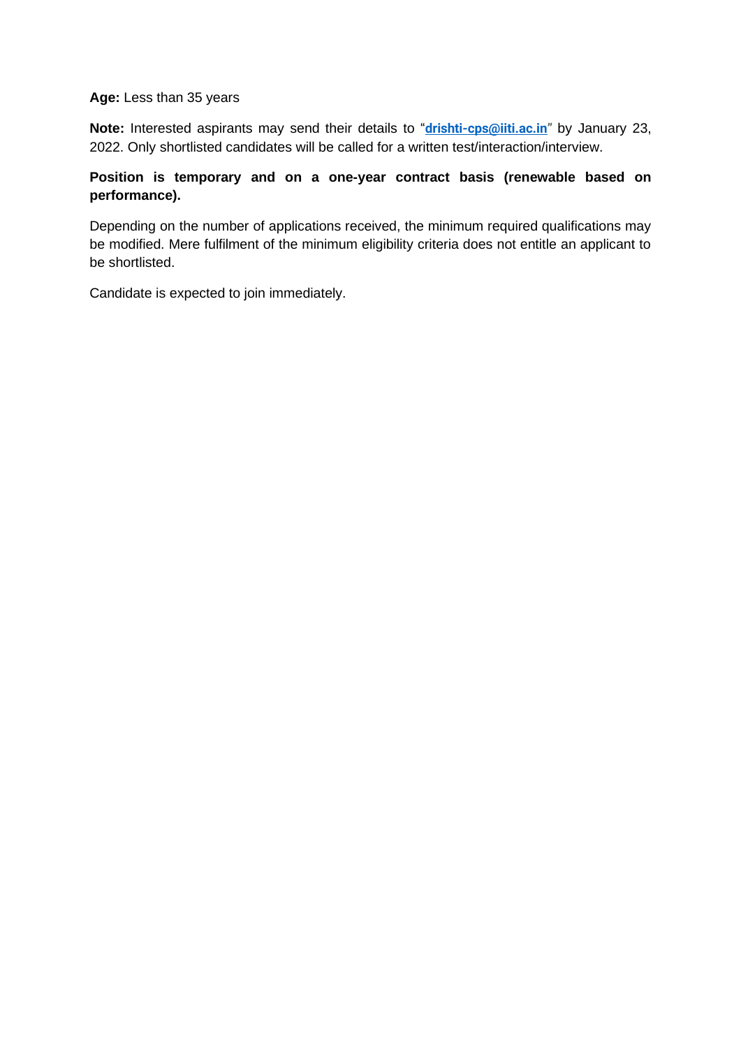**Age:** Less than 35 years

**Note:** Interested aspirants may send their details to "**drishti-cps@iiti.ac.in**" by January 23, 2022. Only shortlisted candidates will be called for a written test/interaction/interview.

**Position is temporary and on a one-year contract basis (renewable based on performance).**

Depending on the number of applications received, the minimum required qualifications may be modified. Mere fulfilment of the minimum eligibility criteria does not entitle an applicant to be shortlisted.

Candidate is expected to join immediately.